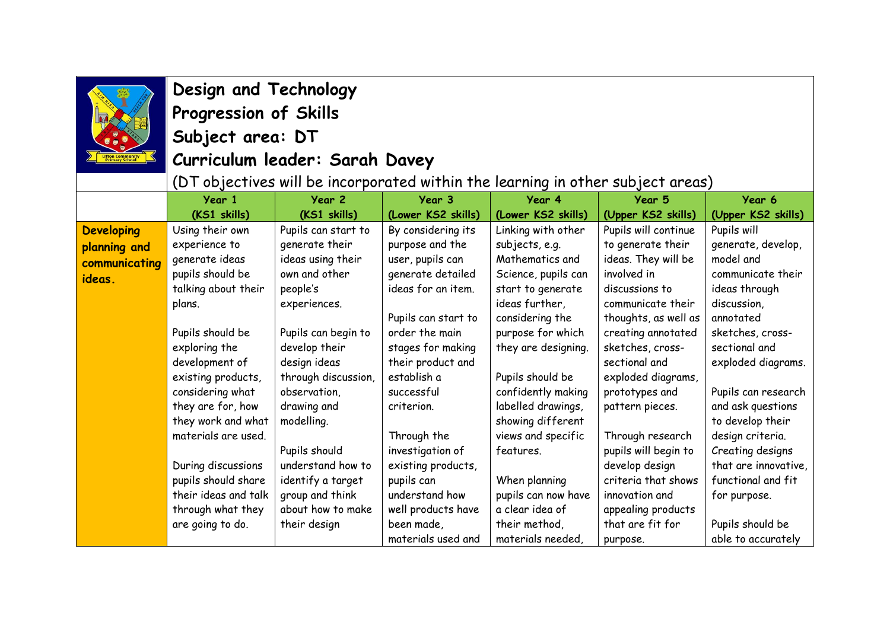# Design and Technology
## Progression of Skills
## Subject area: DT
## Curriculum leader: Sarah Davey

(DT objectives will be incorporated within the learning in other subject areas)

| | Year 1 (KS1 skills) | Year 2 (KS1 skills) | Year 3 (Lower KS2 skills) | Year 4 (Lower KS2 skills) | Year 5 (Upper KS2 skills) | Year 6 (Upper KS2 skills) |
|---|---|---|---|---|---|---|
| **Developing planning and communicating ideas.** | Using their own experience to generate ideas pupils should be talking about their plans.<br><br>Pupils should be exploring the development of existing products, considering what they are for, how they work and what materials are used.<br><br>During discussions pupils should share their ideas and talk through what they are going to do. | Pupils can start to generate their ideas using their own and other people's experiences.<br><br>Pupils can begin to develop their design ideas through discussion, observation, drawing and modelling.<br><br>Pupils should understand how to identify a target group and think about how to make their design | By considering its purpose and the user, pupils can generate detailed ideas for an item.<br><br>Pupils can start to order the main stages for making their product and establish a successful criterion.<br><br>Through the investigation of existing products, pupils can understand how well products have been made, materials used and | Linking with other subjects, e.g. Mathematics and Science, pupils can start to generate ideas further, considering the purpose for which they are designing.<br><br>Pupils should be confidently making labelled drawings, showing different views and specific features.<br><br>When planning pupils can now have a clear idea of their method, materials needed, | Pupils will continue to generate their ideas. They will be involved in discussions to communicate their thoughts, as well as creating annotated sketches, cross-sectional and exploded diagrams, prototypes and pattern pieces.<br><br>Through research pupils will begin to develop design criteria that shows innovation and appealing products that are fit for purpose. | Pupils will generate, develop, model and communicate their ideas through discussion, annotated sketches, cross-sectional and exploded diagrams.<br><br>Pupils can research and ask questions to develop their design criteria. Creating designs that are innovative, functional and fit for purpose.<br><br>Pupils should be able to accurately |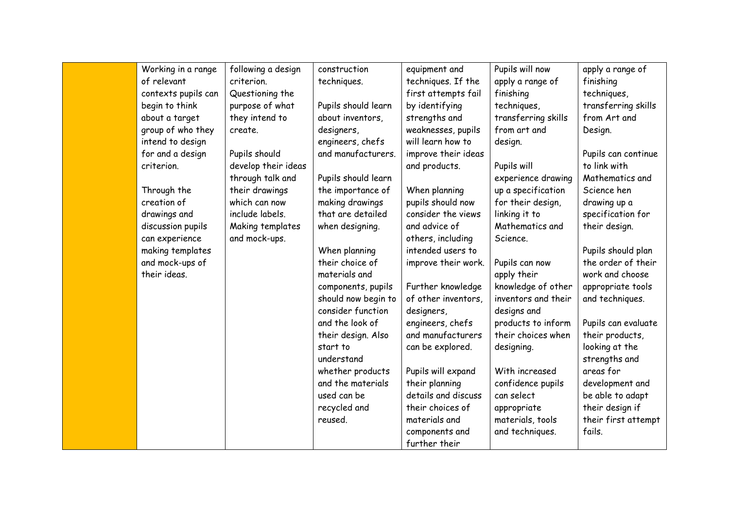| | | | | | | |
|---|---|---|---|---|---|---|
| | Working in a range of relevant contexts pupils can begin to think about a target group of who they intend to design for and a design criterion.<br><br>Through the creation of drawings and discussion pupils can experience making templates and mock-ups of their ideas. | following a design criterion. Questioning the purpose of what they intend to create.<br><br>Pupils should develop their ideas through talk and their drawings which can now include labels. Making templates and mock-ups. | construction techniques.<br><br>Pupils should learn about inventors, designers, engineers, chefs and manufacturers.<br><br>Pupils should learn the importance of making drawings that are detailed when designing.<br><br>When planning their choice of materials and components, pupils should now begin to consider function and the look of their design. Also start to understand whether products and the materials used can be recycled and reused. | equipment and techniques. If the first attempts fail by identifying strengths and weaknesses, pupils will learn how to improve their ideas and products.<br><br>When planning pupils should now consider the views and advice of others, including intended users to improve their work.<br><br>Further knowledge of other inventors, designers, engineers, chefs and manufacturers can be explored.<br><br>Pupils will expand their planning details and discuss their choices of materials and components and further their | Pupils will now apply a range of finishing techniques, transferring skills from art and design.<br><br>Pupils will experience drawing up a specification for their design, linking it to Mathematics and Science.<br><br>Pupils can now apply their knowledge of other inventors and their designs and products to inform their choices when designing.<br><br>With increased confidence pupils can select appropriate materials, tools and techniques. | apply a range of finishing techniques, transferring skills from Art and Design.<br><br>Pupils can continue to link with Mathematics and Science hen drawing up a specification for their design.<br><br>Pupils should plan the order of their work and choose appropriate tools and techniques.<br><br>Pupils can evaluate their products, looking at the strengths and areas for development and be able to adapt their design if their first attempt fails. |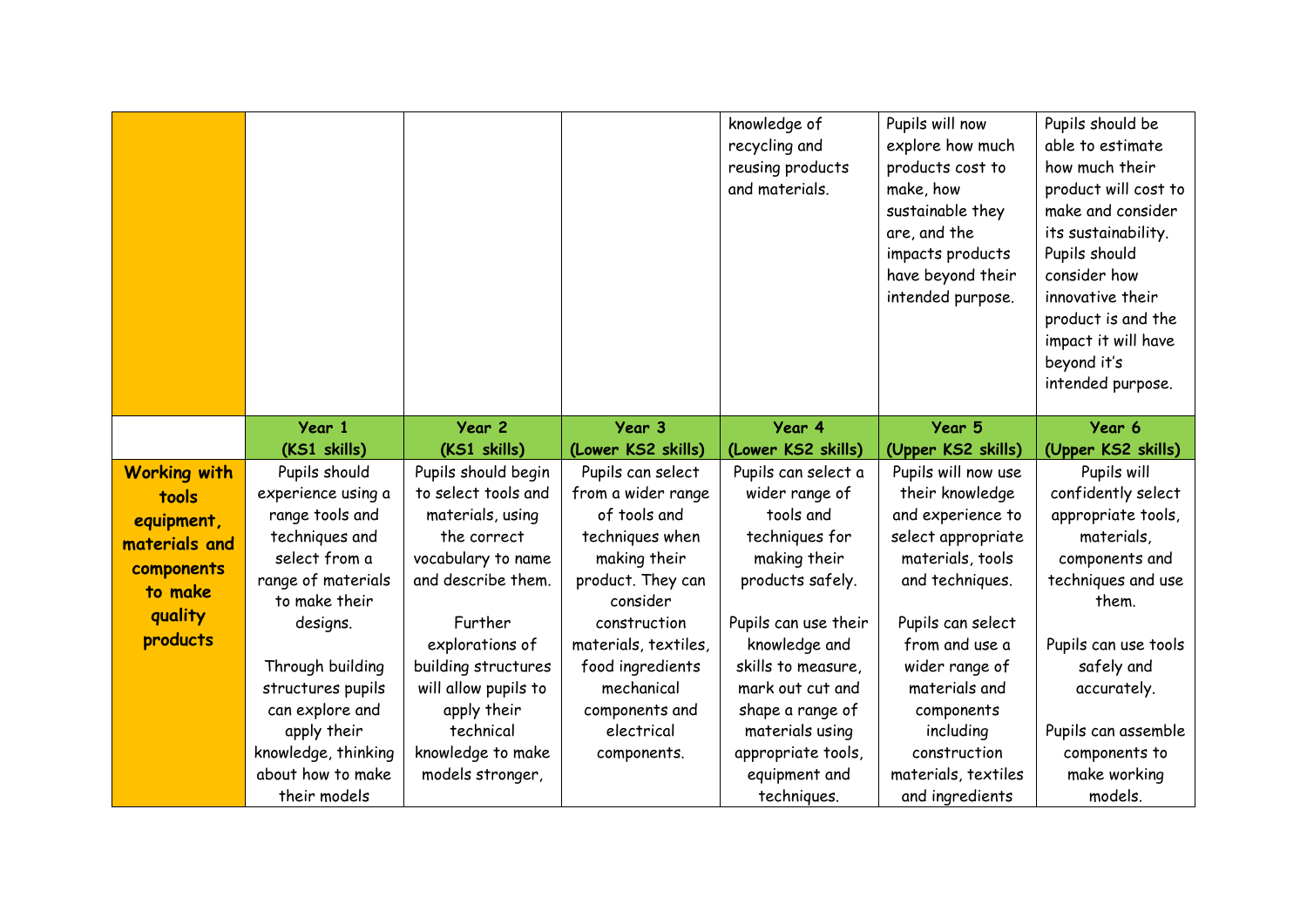| | | | | | | |
|---|---|---|---|---|---|---|
| | | | | knowledge of recycling and reusing products and materials. | Pupils will now explore how much products cost to make, how sustainable they are, and the impacts products have beyond their intended purpose. | Pupils should be able to estimate how much their product will cost to make and consider its sustainability. Pupils should consider how innovative their product is and the impact it will have beyond it's intended purpose. |
| | **Year 1 (KS1 skills)** | **Year 2 (KS1 skills)** | **Year 3 (Lower KS2 skills)** | **Year 4 (Lower KS2 skills)** | **Year 5 (Upper KS2 skills)** | **Year 6 (Upper KS2 skills)** |
| **Working with tools equipment, materials and components to make quality products** | Pupils should experience using a range tools and techniques and select from a range of materials to make their designs.<br><br>Through building structures pupils can explore and apply their knowledge, thinking about how to make their models | Pupils should begin to select tools and materials, using the correct vocabulary to name and describe them.<br><br>Further explorations of building structures will allow pupils to apply their technical knowledge to make models stronger, | Pupils can select from a wider range of tools and techniques when making their product. They can consider construction materials, textiles, food ingredients mechanical components and electrical components. | Pupils can select a wider range of tools and techniques for making their products safely.<br><br>Pupils can use their knowledge and skills to measure, mark out cut and shape a range of materials using appropriate tools, equipment and techniques. | Pupils will now use their knowledge and experience to select appropriate materials, tools and techniques.<br><br>Pupils can select from and use a wider range of materials and components including construction materials, textiles and ingredients | Pupils will confidently select appropriate tools, materials, components and techniques and use them.<br><br>Pupils can use tools safely and accurately.<br><br>Pupils can assemble components to make working models. |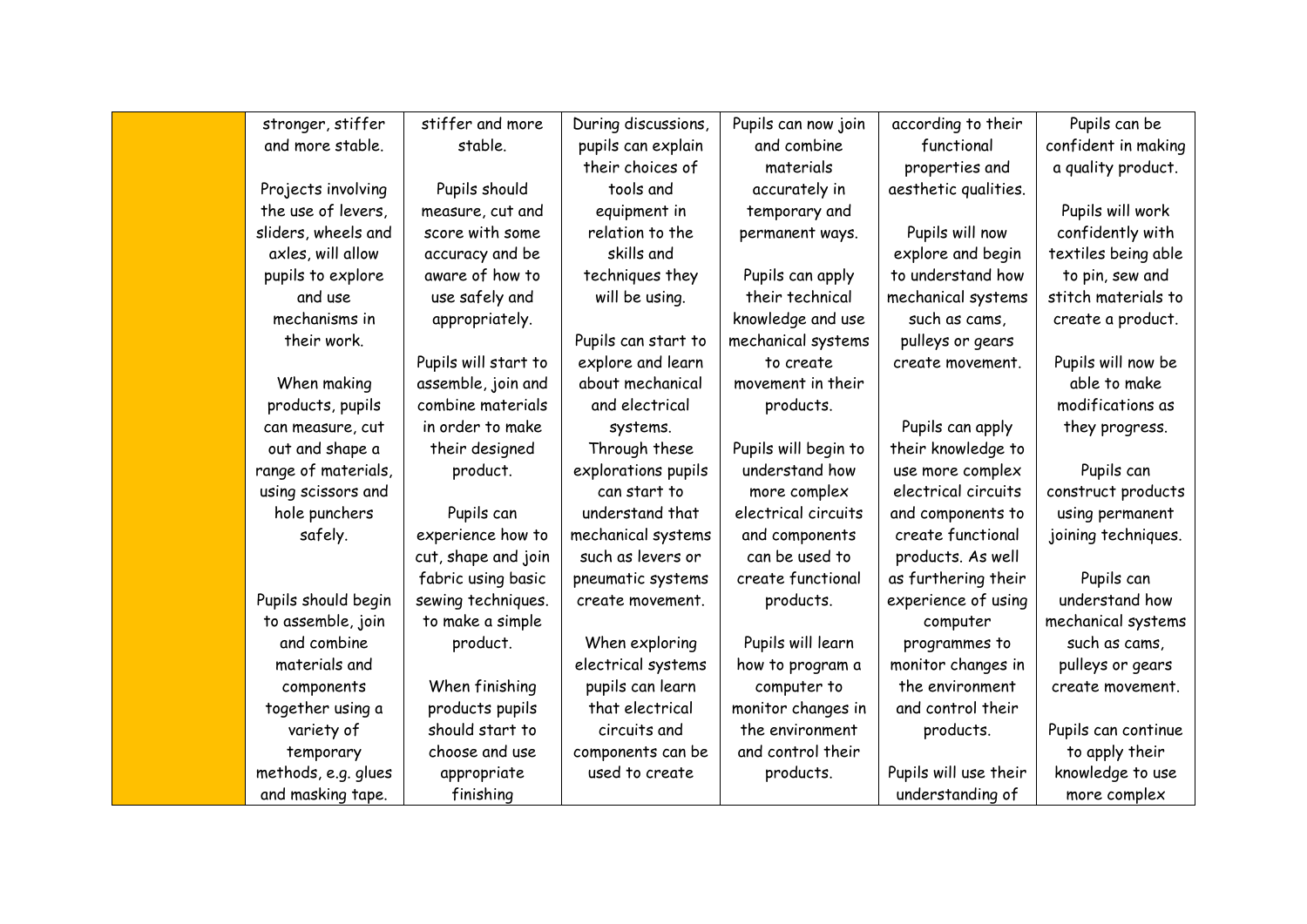| | | | | | | |
|---|---|---|---|---|---|---|
| | stronger, stiffer and more stable.<br><br>Projects involving the use of levers, sliders, wheels and axles, will allow pupils to explore and use mechanisms in their work.<br><br>When making products, pupils can measure, cut out and shape a range of materials, using scissors and hole punchers safely.<br><br>Pupils should begin to assemble, join and combine materials and components together using a variety of temporary methods, e.g. glues and masking tape. | stiffer and more stable.<br><br>Pupils should measure, cut and score with some accuracy and be aware of how to use safely and appropriately.<br><br>Pupils will start to assemble, join and combine materials in order to make their designed product.<br><br>Pupils can experience how to cut, shape and join fabric using basic sewing techniques. to make a simple product.<br><br>When finishing products pupils should start to choose and use appropriate finishing | During discussions, pupils can explain their choices of tools and equipment in relation to the skills and techniques they will be using.<br><br>Pupils can start to explore and learn about mechanical and electrical systems. Through these explorations pupils can start to understand that mechanical systems such as levers or pneumatic systems create movement.<br><br>When exploring electrical systems pupils can learn that electrical circuits and components can be used to create | Pupils can now join and combine materials accurately in temporary and permanent ways.<br><br>Pupils can apply their technical knowledge and use mechanical systems to create movement in their products.<br><br>Pupils will begin to understand how more complex electrical circuits and components can be used to create functional products.<br><br>Pupils will learn how to program a computer to monitor changes in the environment and control their products. | according to their functional properties and aesthetic qualities.<br><br>Pupils will now explore and begin to understand how mechanical systems such as cams, pulleys or gears create movement.<br><br>Pupils can apply their knowledge to use more complex electrical circuits and components to create functional products. As well as furthering their experience of using computer programmes to monitor changes in the environment and control their products.<br><br>Pupils will use their understanding of | Pupils can be confident in making a quality product.<br><br>Pupils will work confidently with textiles being able to pin, sew and stitch materials to create a product.<br><br>Pupils will now be able to make modifications as they progress.<br><br>Pupils can construct products using permanent joining techniques.<br><br>Pupils can understand how mechanical systems such as cams, pulleys or gears create movement.<br><br>Pupils can continue to apply their knowledge to use more complex |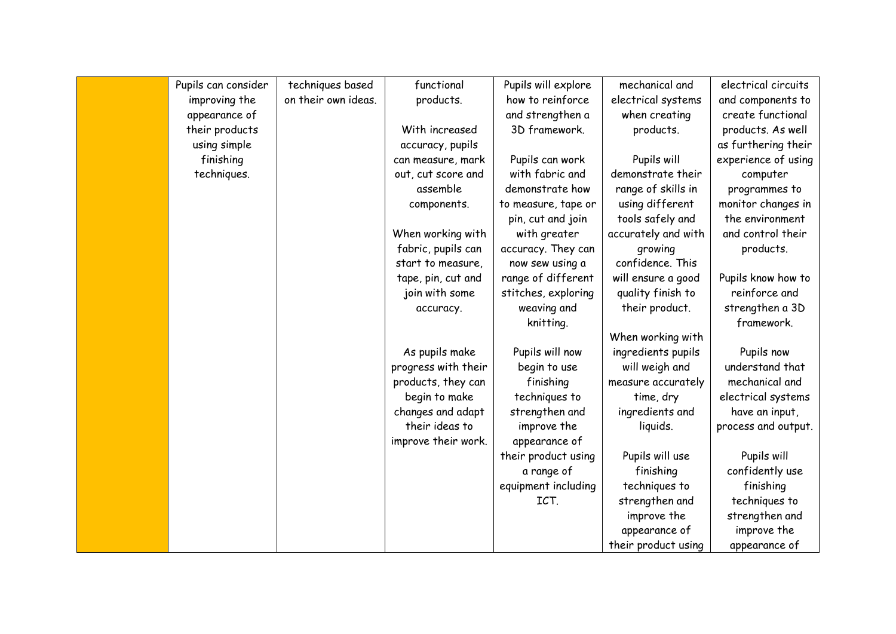| | | | | | | |
|---|---|---|---|---|---|---|
| | Pupils can consider improving the appearance of their products using simple finishing techniques. | techniques based on their own ideas. | functional products.<br><br>With increased accuracy, pupils can measure, mark out, cut score and assemble components.<br><br>When working with fabric, pupils can start to measure, tape, pin, cut and join with some accuracy.<br><br>As pupils make progress with their products, they can begin to make changes and adapt their ideas to improve their work. | Pupils will explore how to reinforce and strengthen a 3D framework.<br><br>Pupils can work with fabric and demonstrate how to measure, tape or pin, cut and join with greater accuracy. They can now sew using a range of different stitches, exploring weaving and knitting.<br><br>Pupils will now begin to use finishing techniques to strengthen and improve the appearance of their product using a range of equipment including ICT. | mechanical and electrical systems when creating products.<br><br>Pupils will demonstrate their range of skills in using different tools safely and accurately and with growing confidence. This will ensure a good quality finish to their product.<br><br>When working with ingredients pupils will weigh and measure accurately time, dry ingredients and liquids.<br><br>Pupils will use finishing techniques to strengthen and improve the appearance of their product using | electrical circuits and components to create functional products. As well as furthering their experience of using computer programmes to monitor changes in the environment and control their products.<br><br>Pupils know how to reinforce and strengthen a 3D framework.<br><br>Pupils now understand that mechanical and electrical systems have an input, process and output.<br><br>Pupils will confidently use finishing techniques to strengthen and improve the appearance of |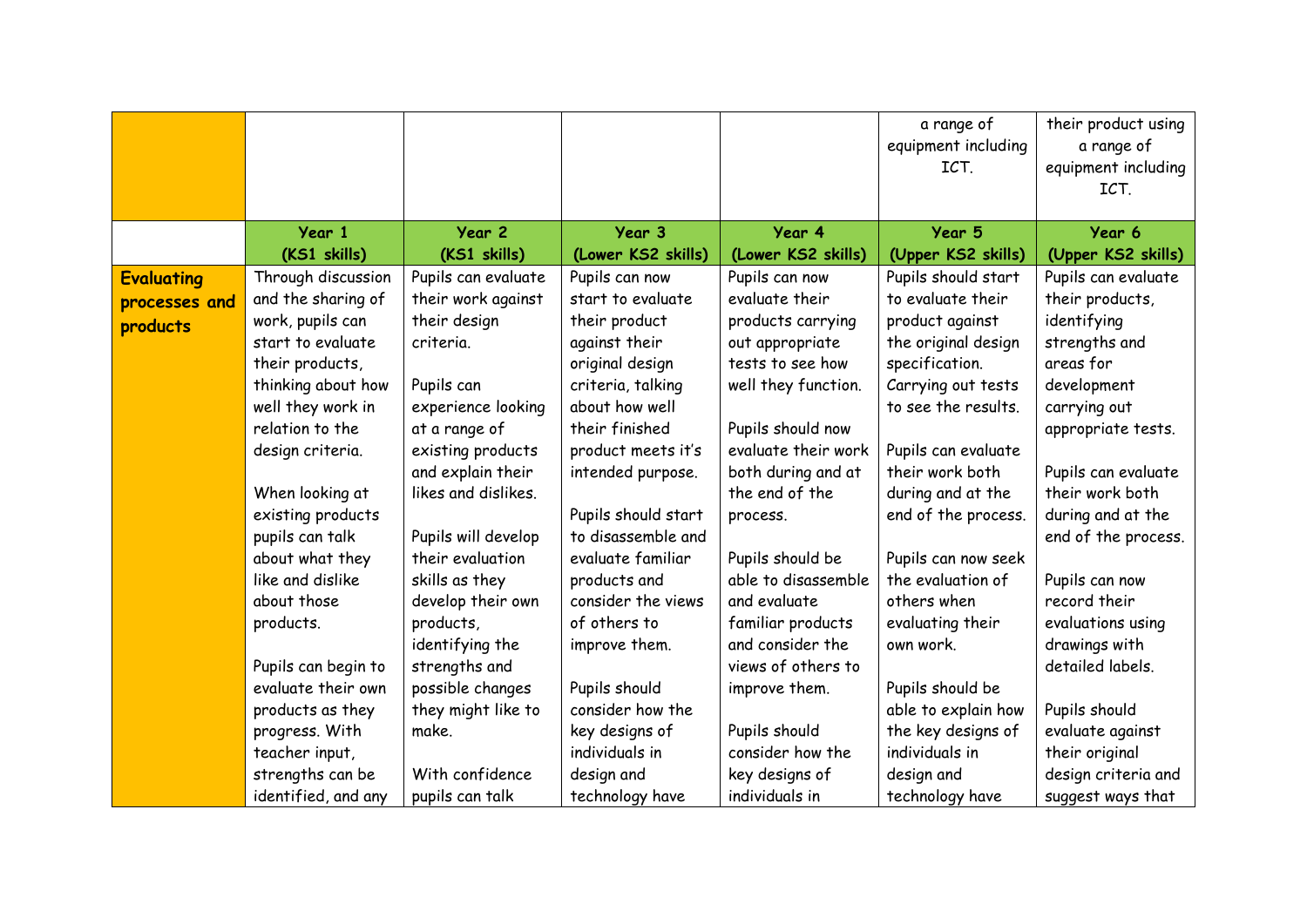| | | | | | | |
|---|---|---|---|---|---|---|
| | | | | | a range of equipment including ICT. | their product using a range of equipment including ICT. |
| | **Year 1 (KS1 skills)** | **Year 2 (KS1 skills)** | **Year 3 (Lower KS2 skills)** | **Year 4 (Lower KS2 skills)** | **Year 5 (Upper KS2 skills)** | **Year 6 (Upper KS2 skills)** |
| **Evaluating processes and products** | Through discussion and the sharing of work, pupils can start to evaluate their products, thinking about how well they work in relation to the design criteria.<br><br>When looking at existing products pupils can talk about what they like and dislike about those products.<br><br>Pupils can begin to evaluate their own products as they progress. With teacher input, strengths can be identified, and any | Pupils can evaluate their work against their design criteria.<br><br>Pupils can experience looking at a range of existing products and explain their likes and dislikes.<br><br>Pupils will develop their evaluation skills as they develop their own products, identifying the strengths and possible changes they might like to make.<br><br>With confidence pupils can talk | Pupils can now start to evaluate their product against their original design criteria, talking about how well their finished product meets it's intended purpose.<br><br>Pupils should start to disassemble and evaluate familiar products and consider the views of others to improve them.<br><br>Pupils should consider how the key designs of individuals in design and technology have | Pupils can now evaluate their products carrying out appropriate tests to see how well they function.<br><br>Pupils should now evaluate their work both during and at the end of the process.<br><br>Pupils should be able to disassemble and evaluate familiar products and consider the views of others to improve them.<br><br>Pupils should consider how the key designs of individuals in | Pupils should start to evaluate their product against the original design specification. Carrying out tests to see the results.<br><br>Pupils can evaluate their work both during and at the end of the process.<br><br>Pupils can now seek the evaluation of others when evaluating their own work.<br><br>Pupils should be able to explain how the key designs of individuals in design and technology have | Pupils can evaluate their products, identifying strengths and areas for development carrying out appropriate tests.<br><br>Pupils can evaluate their work both during and at the end of the process.<br><br>Pupils can now record their evaluations using drawings with detailed labels.<br><br>Pupils should evaluate against their original design criteria and suggest ways that |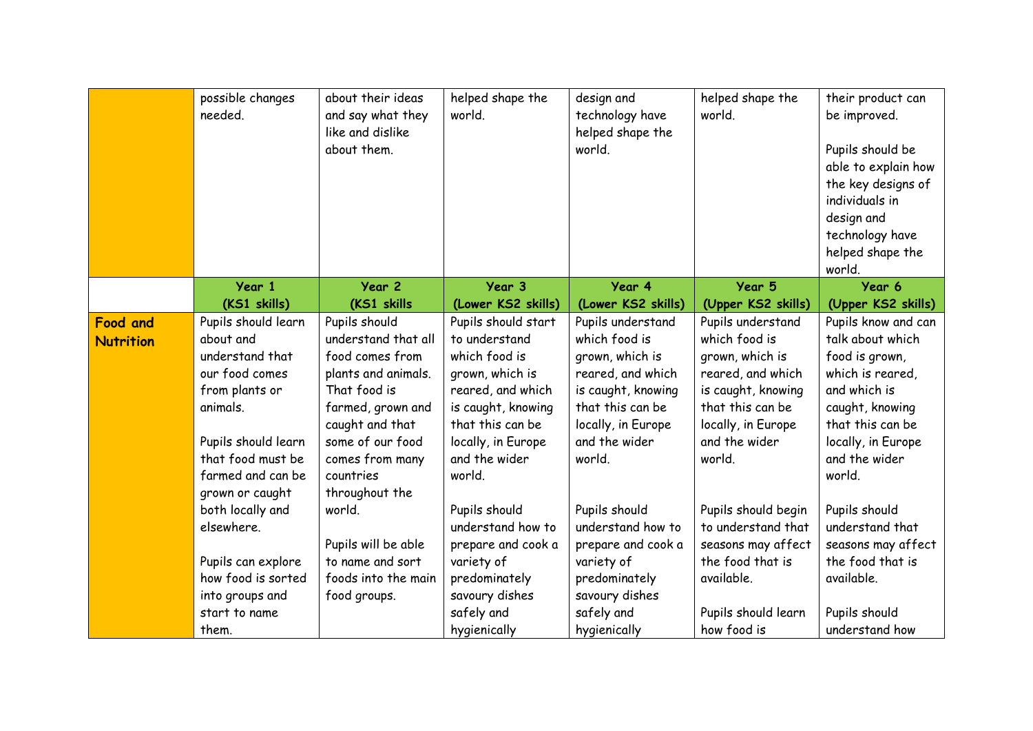|  |  |  |  |  |  |  |
|---|---|---|---|---|---|---|
|  | possible changes needed. | about their ideas and say what they like and dislike about them. | helped shape the world. | design and technology have helped shape the world. | helped shape the world. | their product can be improved.<br><br>Pupils should be able to explain how the key designs of individuals in design and technology have helped shape the world. |
|  | **Year 1 (KS1 skills)** | **Year 2 (KS1 skills** | **Year 3 (Lower KS2 skills)** | **Year 4 (Lower KS2 skills)** | **Year 5 (Upper KS2 skills)** | **Year 6 (Upper KS2 skills)** |
| **Food and Nutrition** | Pupils should learn about and understand that our food comes from plants or animals.<br><br>Pupils should learn that food must be farmed and can be grown or caught both locally and elsewhere.<br><br>Pupils can explore how food is sorted into groups and start to name them. | Pupils should understand that all food comes from plants and animals. That food is farmed, grown and caught and that some of our food comes from many countries throughout the world.<br><br>Pupils will be able to name and sort foods into the main food groups. | Pupils should start to understand which food is grown, which is reared, and which is caught, knowing that this can be locally, in Europe and the wider world.<br><br>Pupils should understand how to prepare and cook a variety of predominately savoury dishes safely and hygienically | Pupils understand which food is grown, which is reared, and which is caught, knowing that this can be locally, in Europe and the wider world.<br><br>Pupils should understand how to prepare and cook a variety of predominately savoury dishes safely and hygienically | Pupils understand which food is grown, which is reared, and which is caught, knowing that this can be locally, in Europe and the wider world.<br><br>Pupils should begin to understand that seasons may affect the food that is available.<br><br>Pupils should learn how food is | Pupils know and can talk about which food is grown, which is reared, and which is caught, knowing that this can be locally, in Europe and the wider world.<br><br>Pupils should understand that seasons may affect the food that is available.<br><br>Pupils should understand how |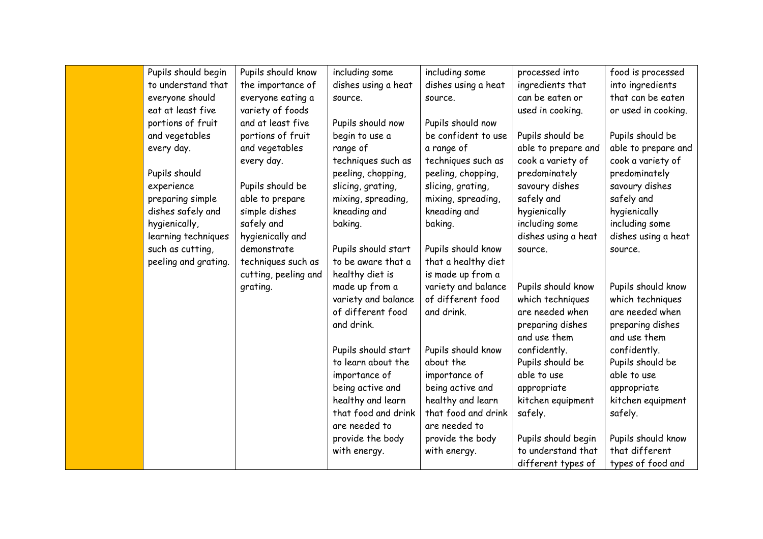| | | | | | | |
|---|---|---|---|---|---|---|
| | Pupils should begin to understand that everyone should eat at least five portions of fruit and vegetables every day.<br><br>Pupils should experience preparing simple dishes safely and hygienically, learning techniques such as cutting, peeling and grating. | Pupils should know the importance of everyone eating a variety of foods and at least five portions of fruit and vegetables every day.<br><br>Pupils should be able to prepare simple dishes safely and hygienically and demonstrate techniques such as cutting, peeling and grating. | including some dishes using a heat source.<br><br>Pupils should now begin to use a range of techniques such as peeling, chopping, slicing, grating, mixing, spreading, kneading and baking.<br><br>Pupils should start to be aware that a healthy diet is made up from a variety and balance of different food and drink.<br><br>Pupils should start to learn about the importance of being active and healthy and learn that food and drink are needed to provide the body with energy. | including some dishes using a heat source.<br><br>Pupils should now be confident to use a range of techniques such as peeling, chopping, slicing, grating, mixing, spreading, kneading and baking.<br><br>Pupils should know that a healthy diet is made up from a variety and balance of different food and drink.<br><br>Pupils should know about the importance of being active and healthy and learn that food and drink are needed to provide the body with energy. | processed into ingredients that can be eaten or used in cooking.<br><br>Pupils should be able to prepare and cook a variety of predominately savoury dishes safely and hygienically including some dishes using a heat source.<br><br>Pupils should know which techniques are needed when preparing dishes and use them confidently.<br>Pupils should be able to use appropriate kitchen equipment safely.<br><br>Pupils should begin to understand that different types of | food is processed into ingredients that can be eaten or used in cooking.<br><br>Pupils should be able to prepare and cook a variety of predominately savoury dishes safely and hygienically including some dishes using a heat source.<br><br>Pupils should know which techniques are needed when preparing dishes and use them confidently.<br>Pupils should be able to use appropriate kitchen equipment safely.<br><br>Pupils should know that different types of food and |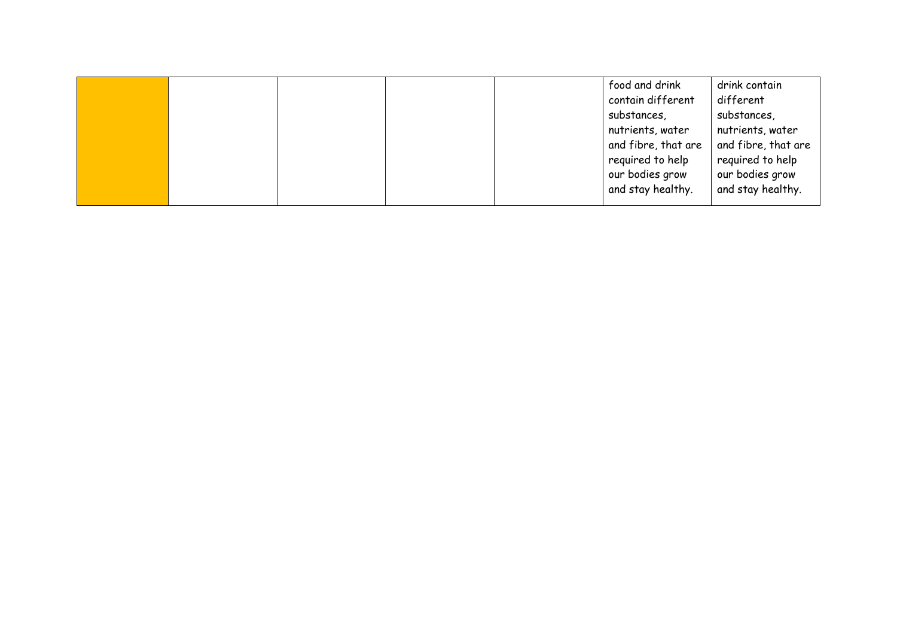| | | | | | | |
|---|---|---|---|---|---|---|
| | | | | | food and drink contain different substances, nutrients, water and fibre, that are required to help our bodies grow and stay healthy. | drink contain different substances, nutrients, water and fibre, that are required to help our bodies grow and stay healthy. |